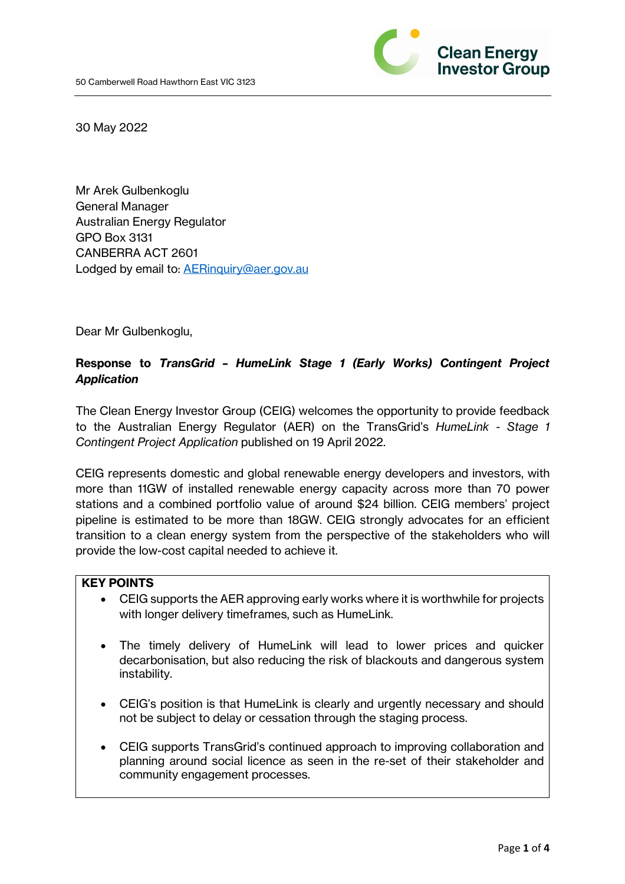50 Camberwell Road Hawthorn East VIC 3123

30 May 2022

Mr Arek Gulbenkoglu
General Manager
Australian Energy Regulator
GPO Box 3131
CANBERRA ACT 2601
Lodged by email to: AERinquiry@aer.gov.au

Dear Mr Gulbenkoglu,

**Response to *TransGrid – HumeLink Stage 1 (Early Works) Contingent Project Application***

The Clean Energy Investor Group (CEIG) welcomes the opportunity to provide feedback to the Australian Energy Regulator (AER) on the TransGrid's *HumeLink - Stage 1 Contingent Project Application* published on 19 April 2022.

CEIG represents domestic and global renewable energy developers and investors, with more than 11GW of installed renewable energy capacity across more than 70 power stations and a combined portfolio value of around $24 billion. CEIG members' project pipeline is estimated to be more than 18GW. CEIG strongly advocates for an efficient transition to a clean energy system from the perspective of the stakeholders who will provide the low-cost capital needed to achieve it.

**KEY POINTS**

- CEIG supports the AER approving early works where it is worthwhile for projects with longer delivery timeframes, such as HumeLink.
- The timely delivery of HumeLink will lead to lower prices and quicker decarbonisation, but also reducing the risk of blackouts and dangerous system instability.
- CEIG's position is that HumeLink is clearly and urgently necessary and should not be subject to delay or cessation through the staging process.
- CEIG supports TransGrid's continued approach to improving collaboration and planning around social licence as seen in the re-set of their stakeholder and community engagement processes.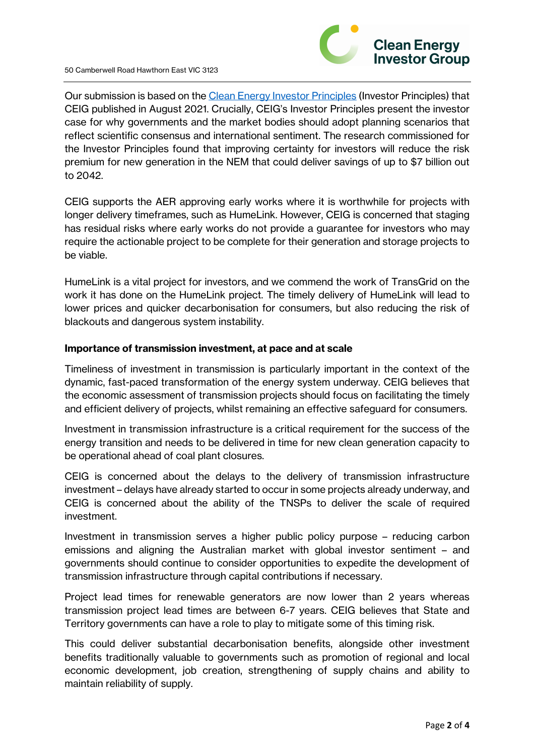Our submission is based on the [Clean Energy Investor Principles](#) (Investor Principles) that CEIG published in August 2021. Crucially, CEIG's Investor Principles present the investor case for why governments and the market bodies should adopt planning scenarios that reflect scientific consensus and international sentiment. The research commissioned for the Investor Principles found that improving certainty for investors will reduce the risk premium for new generation in the NEM that could deliver savings of up to $7 billion out to 2042.

CEIG supports the AER approving early works where it is worthwhile for projects with longer delivery timeframes, such as HumeLink. However, CEIG is concerned that staging has residual risks where early works do not provide a guarantee for investors who may require the actionable project to be complete for their generation and storage projects to be viable.

HumeLink is a vital project for investors, and we commend the work of TransGrid on the work it has done on the HumeLink project. The timely delivery of HumeLink will lead to lower prices and quicker decarbonisation for consumers, but also reducing the risk of blackouts and dangerous system instability.

**Importance of transmission investment, at pace and at scale**

Timeliness of investment in transmission is particularly important in the context of the dynamic, fast-paced transformation of the energy system underway. CEIG believes that the economic assessment of transmission projects should focus on facilitating the timely and efficient delivery of projects, whilst remaining an effective safeguard for consumers.

Investment in transmission infrastructure is a critical requirement for the success of the energy transition and needs to be delivered in time for new clean generation capacity to be operational ahead of coal plant closures.

CEIG is concerned about the delays to the delivery of transmission infrastructure investment – delays have already started to occur in some projects already underway, and CEIG is concerned about the ability of the TNSPs to deliver the scale of required investment.

Investment in transmission serves a higher public policy purpose – reducing carbon emissions and aligning the Australian market with global investor sentiment – and governments should continue to consider opportunities to expedite the development of transmission infrastructure through capital contributions if necessary.

Project lead times for renewable generators are now lower than 2 years whereas transmission project lead times are between 6-7 years. CEIG believes that State and Territory governments can have a role to play to mitigate some of this timing risk.

This could deliver substantial decarbonisation benefits, alongside other investment benefits traditionally valuable to governments such as promotion of regional and local economic development, job creation, strengthening of supply chains and ability to maintain reliability of supply.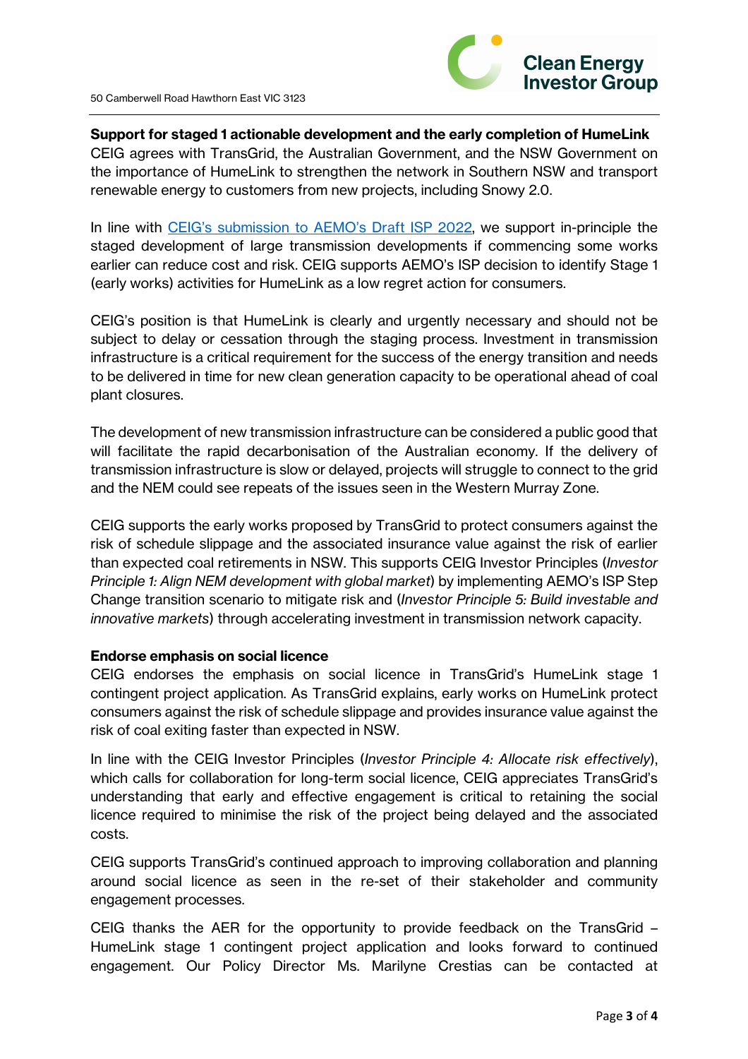**Support for staged 1 actionable development and the early completion of HumeLink**

CEIG agrees with TransGrid, the Australian Government, and the NSW Government on the importance of HumeLink to strengthen the network in Southern NSW and transport renewable energy to customers from new projects, including Snowy 2.0.

In line with [CEIG's submission to AEMO's Draft ISP 2022](), we support in-principle the staged development of large transmission developments if commencing some works earlier can reduce cost and risk. CEIG supports AEMO's ISP decision to identify Stage 1 (early works) activities for HumeLink as a low regret action for consumers.

CEIG's position is that HumeLink is clearly and urgently necessary and should not be subject to delay or cessation through the staging process. Investment in transmission infrastructure is a critical requirement for the success of the energy transition and needs to be delivered in time for new clean generation capacity to be operational ahead of coal plant closures.

The development of new transmission infrastructure can be considered a public good that will facilitate the rapid decarbonisation of the Australian economy. If the delivery of transmission infrastructure is slow or delayed, projects will struggle to connect to the grid and the NEM could see repeats of the issues seen in the Western Murray Zone.

CEIG supports the early works proposed by TransGrid to protect consumers against the risk of schedule slippage and the associated insurance value against the risk of earlier than expected coal retirements in NSW. This supports CEIG Investor Principles (*Investor Principle 1: Align NEM development with global market*) by implementing AEMO's ISP Step Change transition scenario to mitigate risk and (*Investor Principle 5: Build investable and innovative markets*) through accelerating investment in transmission network capacity.

**Endorse emphasis on social licence**

CEIG endorses the emphasis on social licence in TransGrid's HumeLink stage 1 contingent project application. As TransGrid explains, early works on HumeLink protect consumers against the risk of schedule slippage and provides insurance value against the risk of coal exiting faster than expected in NSW.

In line with the CEIG Investor Principles (*Investor Principle 4: Allocate risk effectively*), which calls for collaboration for long-term social licence, CEIG appreciates TransGrid's understanding that early and effective engagement is critical to retaining the social licence required to minimise the risk of the project being delayed and the associated costs.

CEIG supports TransGrid's continued approach to improving collaboration and planning around social licence as seen in the re-set of their stakeholder and community engagement processes.

CEIG thanks the AER for the opportunity to provide feedback on the TransGrid – HumeLink stage 1 contingent project application and looks forward to continued engagement. Our Policy Director Ms. Marilyne Crestias can be contacted at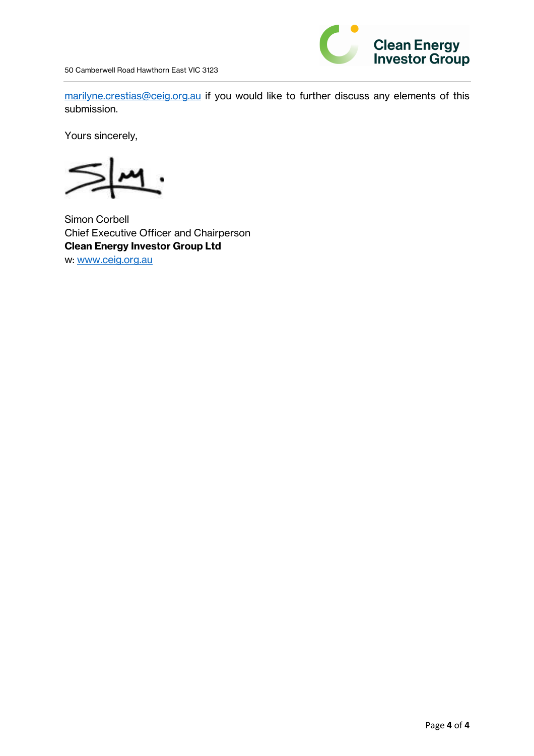marilyne.crestias@ceig.org.au if you would like to further discuss any elements of this submission.

Yours sincerely,

Simon Corbell
Chief Executive Officer and Chairperson
**Clean Energy Investor Group Ltd**
w: www.ceig.org.au